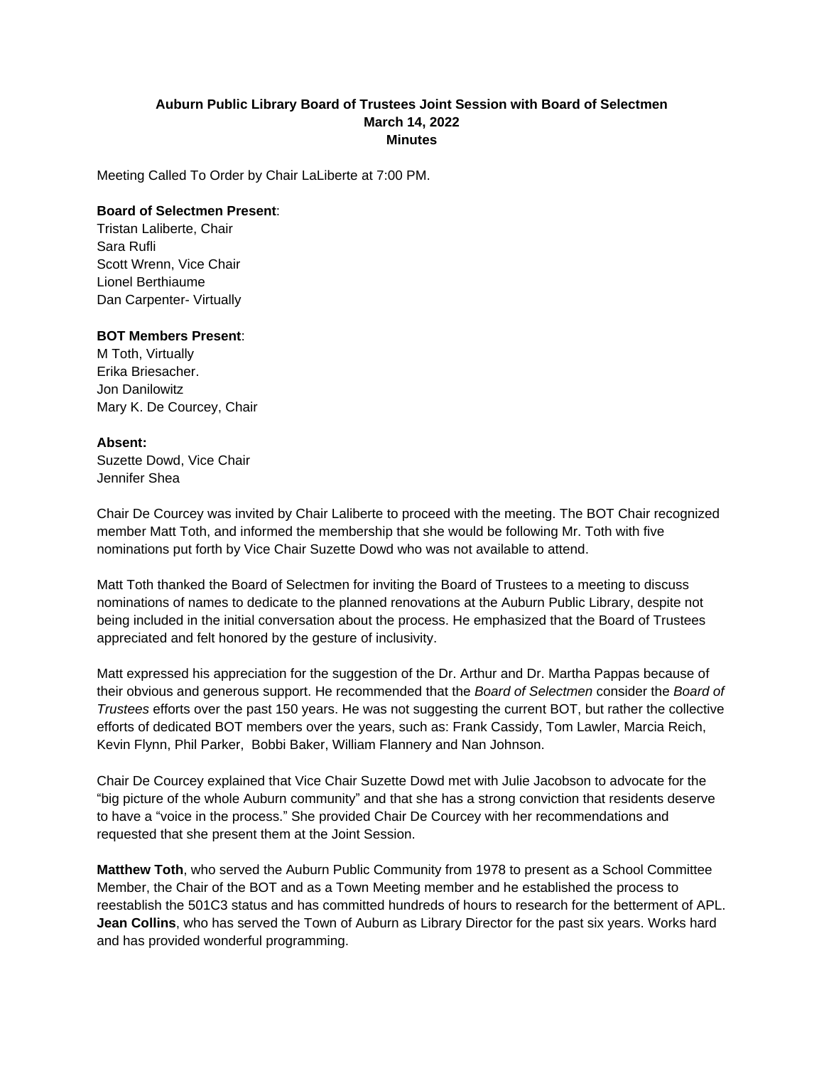**Auburn Public Library Board of Trustees Joint Session with Board of Selectmen**
**March 14, 2022**
**Minutes**

Meeting Called To Order by Chair LaLiberte at 7:00 PM.

**Board of Selectmen Present**:
Tristan Laliberte, Chair
Sara Rufli
Scott Wrenn, Vice Chair
Lionel Berthiaume
Dan Carpenter- Virtually

**BOT Members Present**:
M Toth, Virtually
Erika Briesacher.
Jon Danilowitz
Mary K. De Courcey, Chair

**Absent:**
Suzette Dowd, Vice Chair
Jennifer Shea

Chair De Courcey was invited by Chair Laliberte to proceed with the meeting. The BOT Chair recognized member Matt Toth, and informed the membership that she would be following Mr. Toth with five nominations put forth by Vice Chair Suzette Dowd who was not available to attend.

Matt Toth thanked the Board of Selectmen for inviting the Board of Trustees to a meeting to discuss nominations of names to dedicate to the planned renovations at the Auburn Public Library, despite not being included in the initial conversation about the process. He emphasized that the Board of Trustees appreciated and felt honored by the gesture of inclusivity.

Matt expressed his appreciation for the suggestion of the Dr. Arthur and Dr. Martha Pappas because of their obvious and generous support. He recommended that the *Board of Selectmen* consider the *Board of Trustees* efforts over the past 150 years. He was not suggesting the current BOT, but rather the collective efforts of dedicated BOT members over the years, such as: Frank Cassidy, Tom Lawler, Marcia Reich, Kevin Flynn, Phil Parker, Bobbi Baker, William Flannery and Nan Johnson.

Chair De Courcey explained that Vice Chair Suzette Dowd met with Julie Jacobson to advocate for the "big picture of the whole Auburn community" and that she has a strong conviction that residents deserve to have a "voice in the process." She provided Chair De Courcey with her recommendations and requested that she present them at the Joint Session.

**Matthew Toth**, who served the Auburn Public Community from 1978 to present as a School Committee Member, the Chair of the BOT and as a Town Meeting member and he established the process to reestablish the 501C3 status and has committed hundreds of hours to research for the betterment of APL.
**Jean Collins**, who has served the Town of Auburn as Library Director for the past six years. Works hard and has provided wonderful programming.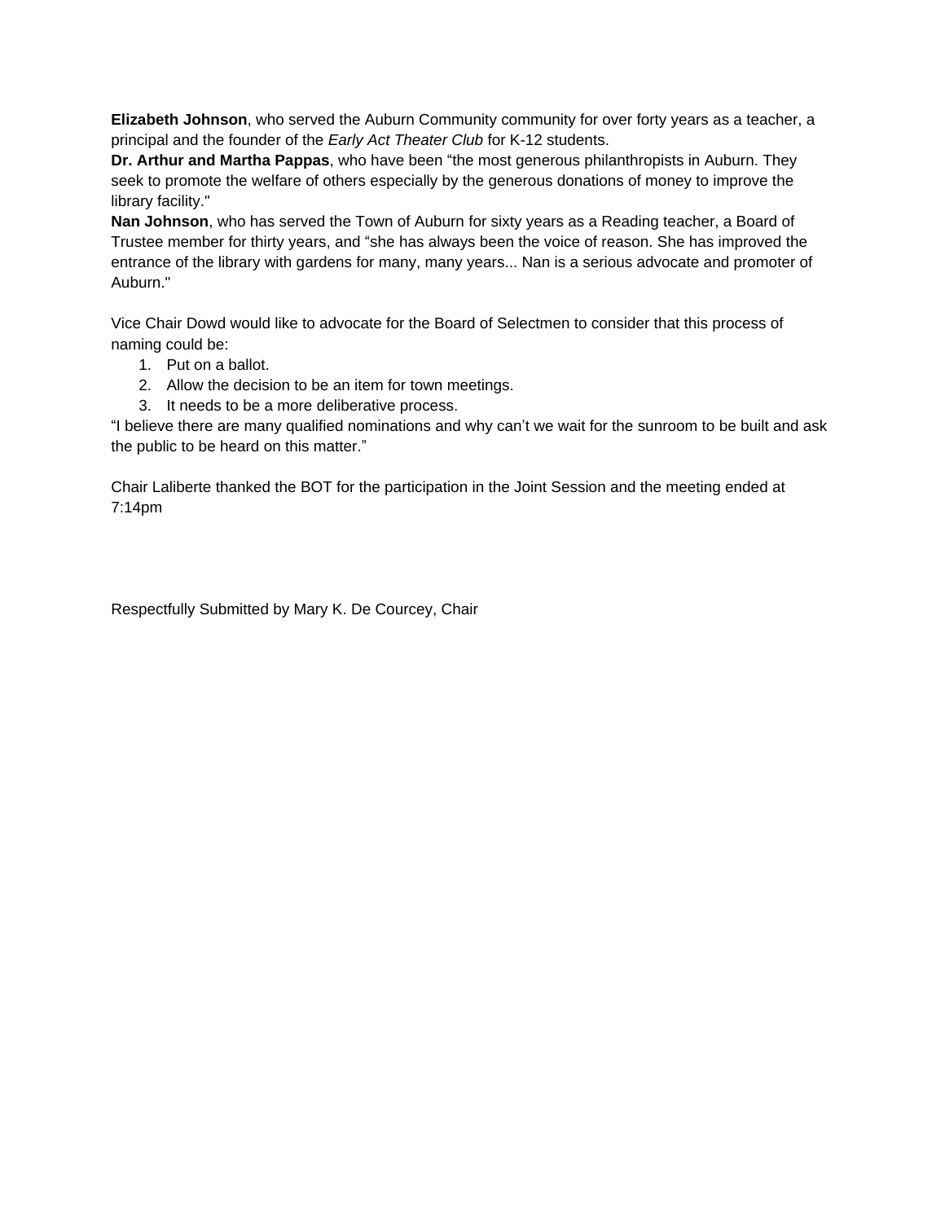**Elizabeth Johnson**, who served the Auburn Community community for over forty years as a teacher, a principal and the founder of the *Early Act Theater Club* for K-12 students.
**Dr. Arthur and Martha Pappas**, who have been "the most generous philanthropists in Auburn. They seek to promote the welfare of others especially by the generous donations of money to improve the library facility."
**Nan Johnson**, who has served the Town of Auburn for sixty years as a Reading teacher, a Board of Trustee member for thirty years, and "she has always been the voice of reason. She has improved the entrance of the library with gardens for many, many years... Nan is a serious advocate and promoter of Auburn."

Vice Chair Dowd would like to advocate for the Board of Selectmen to consider that this process of naming could be:

1. Put on a ballot.
2. Allow the decision to be an item for town meetings.
3. It needs to be a more deliberative process.

"I believe there are many qualified nominations and why can't we wait for the sunroom to be built and ask the public to be heard on this matter."

Chair Laliberte thanked the BOT for the participation in the Joint Session and the meeting ended at 7:14pm

Respectfully Submitted by Mary K. De Courcey, Chair